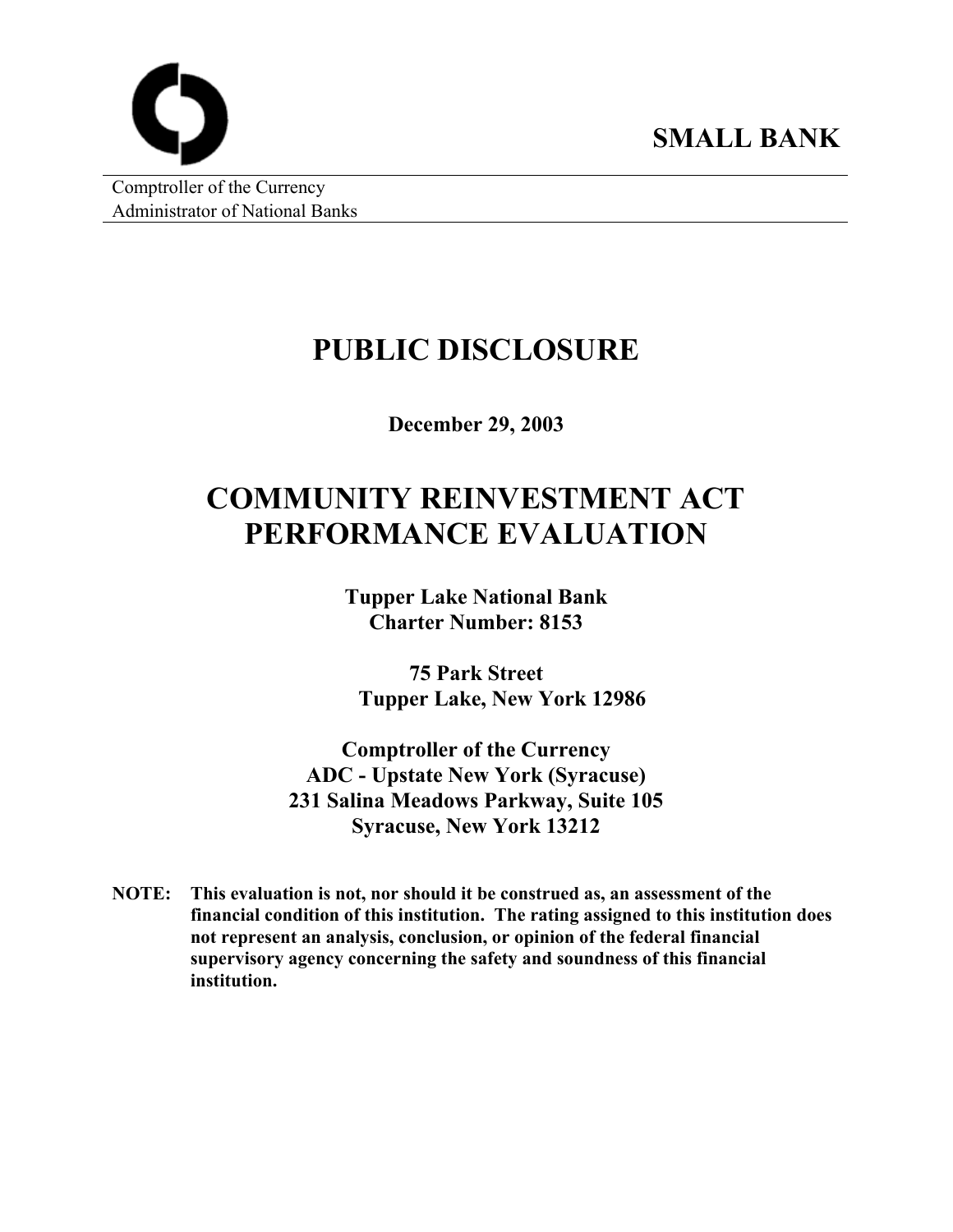**SMALL BANK**

Comptroller of the Currency
Administrator of National Banks

# PUBLIC DISCLOSURE

**December 29, 2003**

# COMMUNITY REINVESTMENT ACT PERFORMANCE EVALUATION

**Tupper Lake National Bank**
**Charter Number: 8153**

**75 Park Street**
**Tupper Lake, New York 12986**

**Comptroller of the Currency**
**ADC - Upstate New York (Syracuse)**
**231 Salina Meadows Parkway, Suite 105**
**Syracuse, New York 13212**

**NOTE: This evaluation is not, nor should it be construed as, an assessment of the financial condition of this institution. The rating assigned to this institution does not represent an analysis, conclusion, or opinion of the federal financial supervisory agency concerning the safety and soundness of this financial institution.**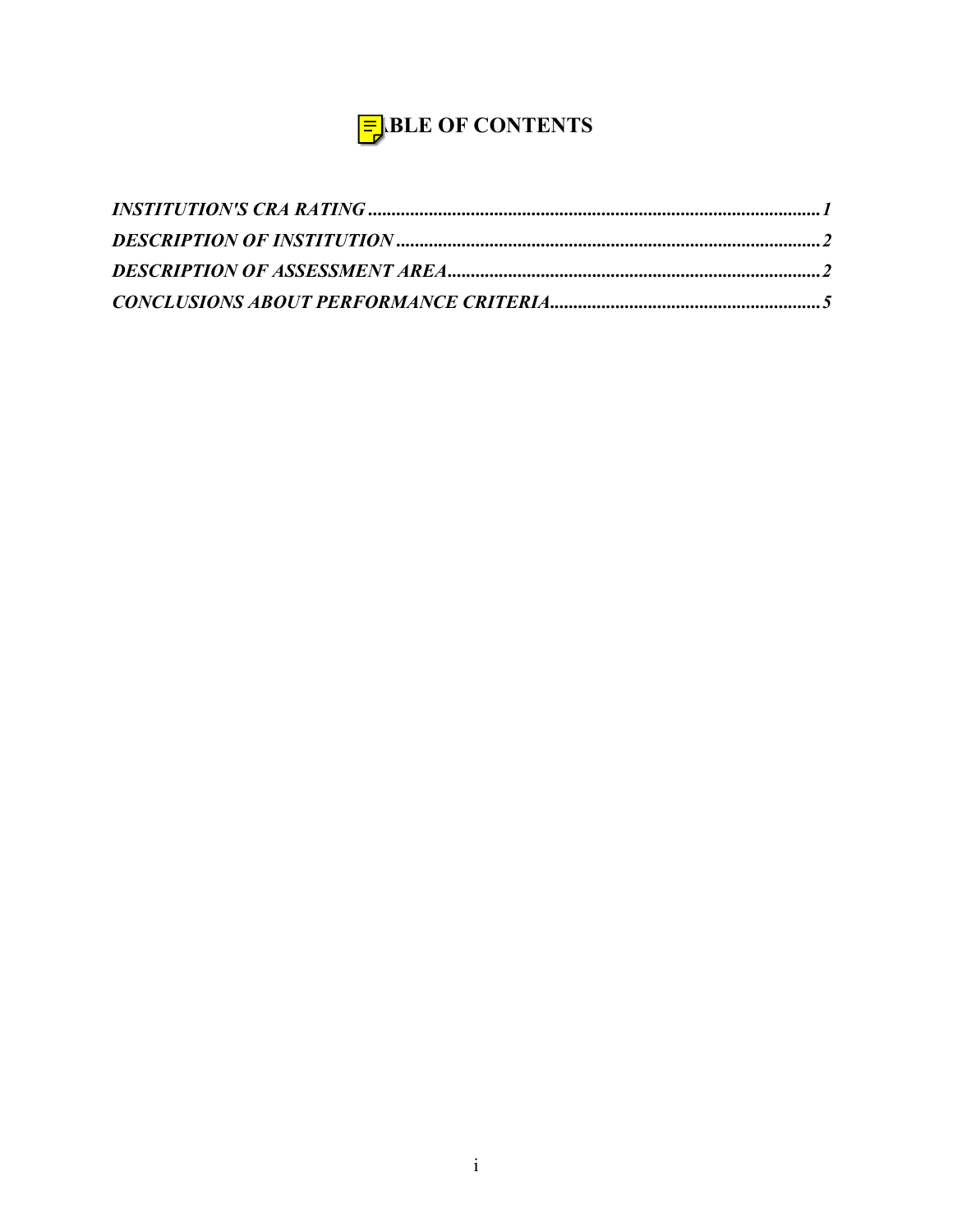# TABLE OF CONTENTS

*INSTITUTION'S CRA RATING* ........................................................................................ *1*
*DESCRIPTION OF INSTITUTION* ................................................................................ *2*
*DESCRIPTION OF ASSESSMENT AREA* ...................................................................... *2*
*CONCLUSIONS ABOUT PERFORMANCE CRITERIA* ............................................... *5*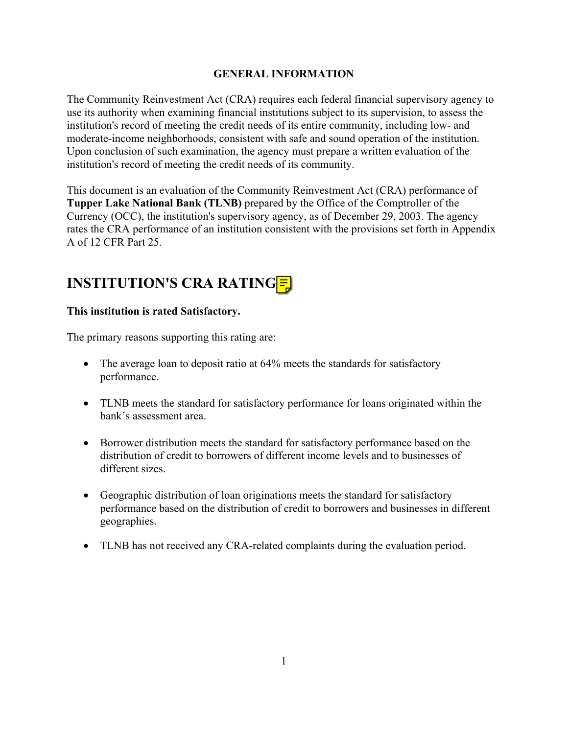**GENERAL INFORMATION**

The Community Reinvestment Act (CRA) requires each federal financial supervisory agency to use its authority when examining financial institutions subject to its supervision, to assess the institution's record of meeting the credit needs of its entire community, including low- and moderate-income neighborhoods, consistent with safe and sound operation of the institution. Upon conclusion of such examination, the agency must prepare a written evaluation of the institution's record of meeting the credit needs of its community.

This document is an evaluation of the Community Reinvestment Act (CRA) performance of **Tupper Lake National Bank (TLNB)** prepared by the Office of the Comptroller of the Currency (OCC), the institution's supervisory agency, as of December 29, 2003. The agency rates the CRA performance of an institution consistent with the provisions set forth in Appendix A of 12 CFR Part 25.

# INSTITUTION'S CRA RATING

**This institution is rated Satisfactory.**

The primary reasons supporting this rating are:

- The average loan to deposit ratio at 64% meets the standards for satisfactory performance.
- TLNB meets the standard for satisfactory performance for loans originated within the bank's assessment area.
- Borrower distribution meets the standard for satisfactory performance based on the distribution of credit to borrowers of different income levels and to businesses of different sizes.
- Geographic distribution of loan originations meets the standard for satisfactory performance based on the distribution of credit to borrowers and businesses in different geographies.
- TLNB has not received any CRA-related complaints during the evaluation period.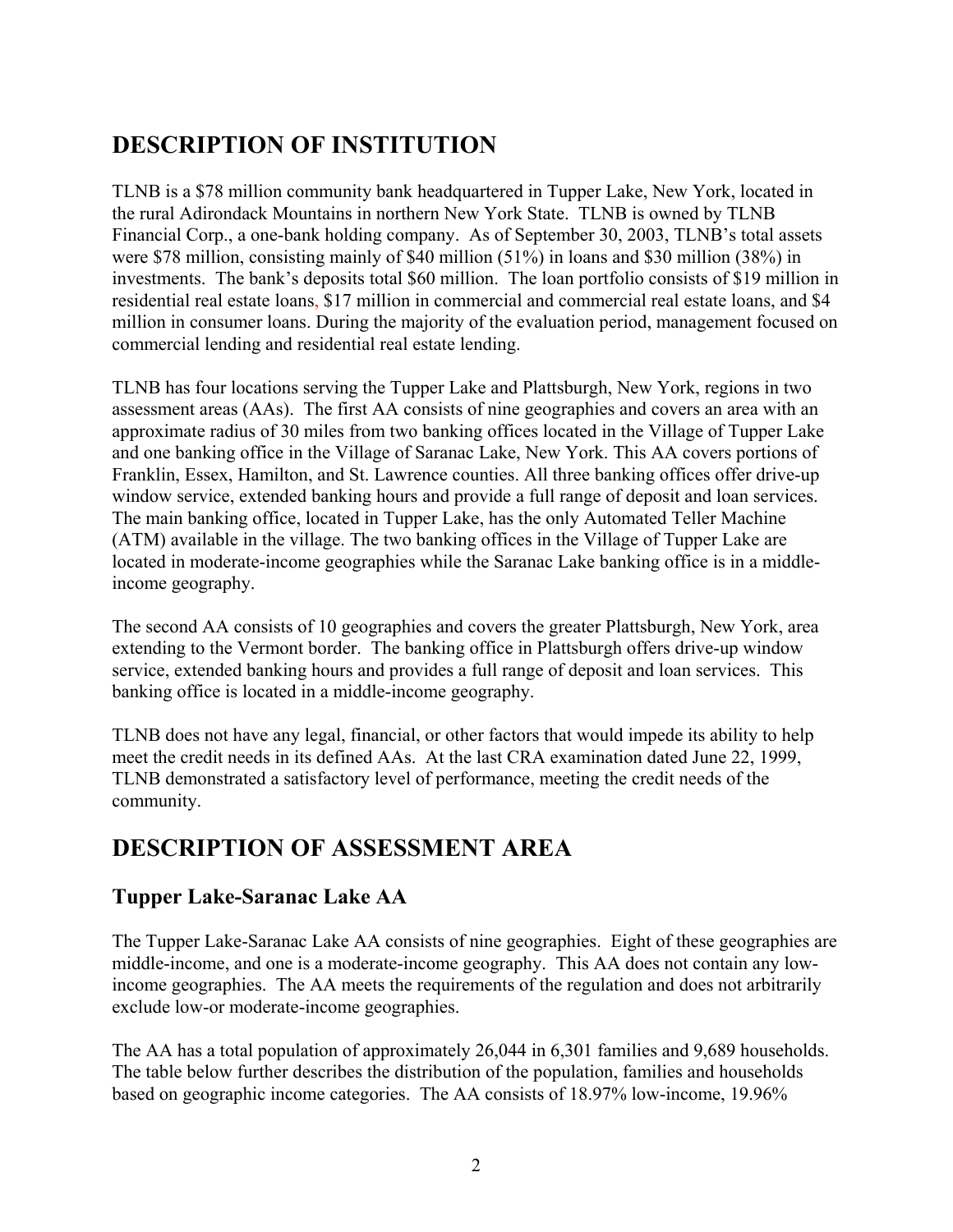# DESCRIPTION OF INSTITUTION

TLNB is a $78 million community bank headquartered in Tupper Lake, New York, located in the rural Adirondack Mountains in northern New York State. TLNB is owned by TLNB Financial Corp., a one-bank holding company. As of September 30, 2003, TLNB's total assets were $78 million, consisting mainly of $40 million (51%) in loans and $30 million (38%) in investments. The bank's deposits total $60 million. The loan portfolio consists of $19 million in residential real estate loans, $17 million in commercial and commercial real estate loans, and $4 million in consumer loans. During the majority of the evaluation period, management focused on commercial lending and residential real estate lending.

TLNB has four locations serving the Tupper Lake and Plattsburgh, New York, regions in two assessment areas (AAs). The first AA consists of nine geographies and covers an area with an approximate radius of 30 miles from two banking offices located in the Village of Tupper Lake and one banking office in the Village of Saranac Lake, New York. This AA covers portions of Franklin, Essex, Hamilton, and St. Lawrence counties. All three banking offices offer drive-up window service, extended banking hours and provide a full range of deposit and loan services. The main banking office, located in Tupper Lake, has the only Automated Teller Machine (ATM) available in the village. The two banking offices in the Village of Tupper Lake are located in moderate-income geographies while the Saranac Lake banking office is in a middle-income geography.

The second AA consists of 10 geographies and covers the greater Plattsburgh, New York, area extending to the Vermont border. The banking office in Plattsburgh offers drive-up window service, extended banking hours and provides a full range of deposit and loan services. This banking office is located in a middle-income geography.

TLNB does not have any legal, financial, or other factors that would impede its ability to help meet the credit needs in its defined AAs. At the last CRA examination dated June 22, 1999, TLNB demonstrated a satisfactory level of performance, meeting the credit needs of the community.

# DESCRIPTION OF ASSESSMENT AREA

## Tupper Lake-Saranac Lake AA

The Tupper Lake-Saranac Lake AA consists of nine geographies. Eight of these geographies are middle-income, and one is a moderate-income geography. This AA does not contain any low-income geographies. The AA meets the requirements of the regulation and does not arbitrarily exclude low-or moderate-income geographies.

The AA has a total population of approximately 26,044 in 6,301 families and 9,689 households. The table below further describes the distribution of the population, families and households based on geographic income categories. The AA consists of 18.97% low-income, 19.96%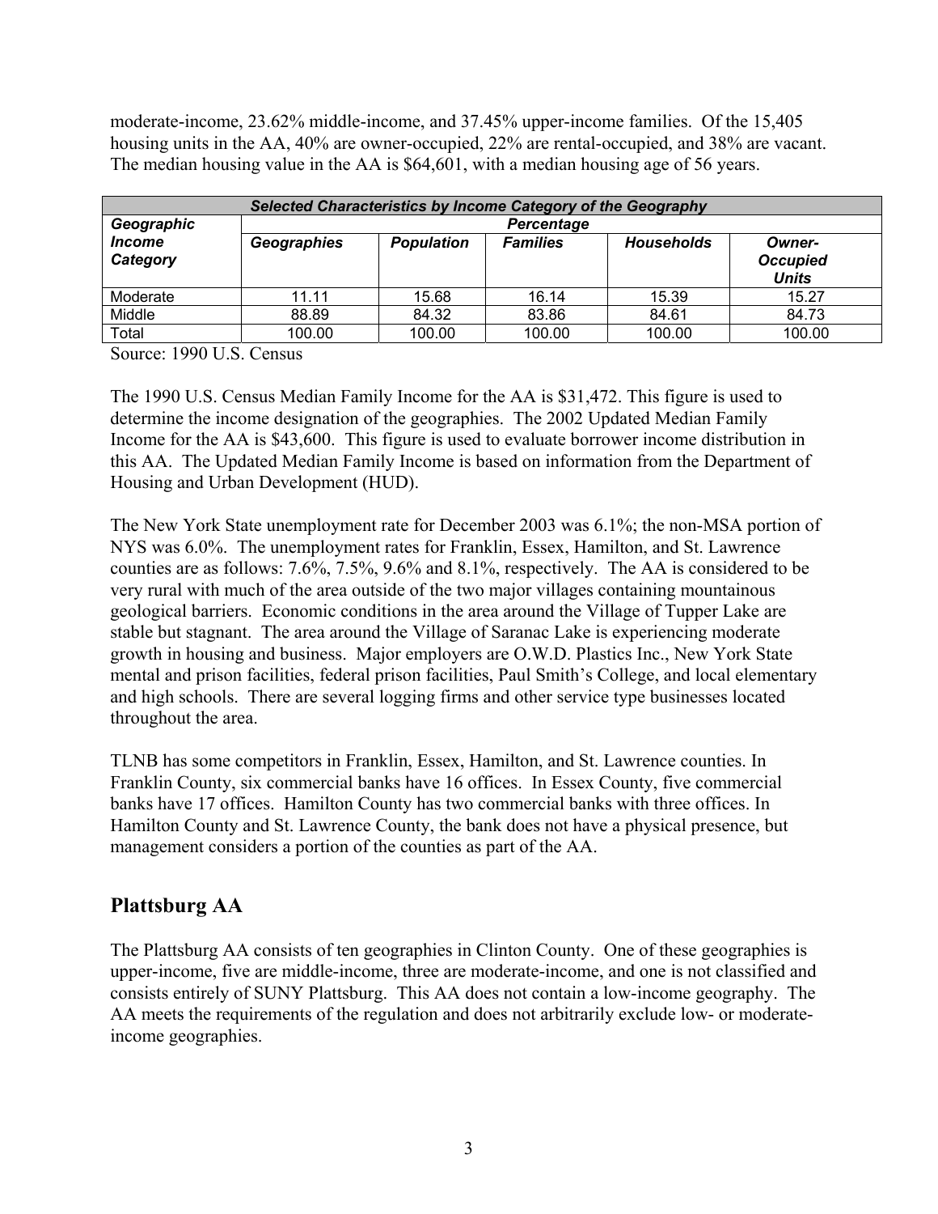moderate-income, 23.62% middle-income, and 37.45% upper-income families. Of the 15,405 housing units in the AA, 40% are owner-occupied, 22% are rental-occupied, and 38% are vacant. The median housing value in the AA is $64,601, with a median housing age of 56 years.

| ***Selected Characteristics by Income Category of the Geography*** | | | | | |
|---|---|---|---|---|---|
| ***Geographic Income Category*** | ***Percentage*** | | | | |
| | ***Geographies*** | ***Population*** | ***Families*** | ***Households*** | ***Owner-Occupied Units*** |
| Moderate | 11.11 | 15.68 | 16.14 | 15.39 | 15.27 |
| Middle | 88.89 | 84.32 | 83.86 | 84.61 | 84.73 |
| Total | 100.00 | 100.00 | 100.00 | 100.00 | 100.00 |

Source: 1990 U.S. Census

The 1990 U.S. Census Median Family Income for the AA is $31,472. This figure is used to determine the income designation of the geographies. The 2002 Updated Median Family Income for the AA is $43,600. This figure is used to evaluate borrower income distribution in this AA. The Updated Median Family Income is based on information from the Department of Housing and Urban Development (HUD).

The New York State unemployment rate for December 2003 was 6.1%; the non-MSA portion of NYS was 6.0%. The unemployment rates for Franklin, Essex, Hamilton, and St. Lawrence counties are as follows: 7.6%, 7.5%, 9.6% and 8.1%, respectively. The AA is considered to be very rural with much of the area outside of the two major villages containing mountainous geological barriers. Economic conditions in the area around the Village of Tupper Lake are stable but stagnant. The area around the Village of Saranac Lake is experiencing moderate growth in housing and business. Major employers are O.W.D. Plastics Inc., New York State mental and prison facilities, federal prison facilities, Paul Smith's College, and local elementary and high schools. There are several logging firms and other service type businesses located throughout the area.

TLNB has some competitors in Franklin, Essex, Hamilton, and St. Lawrence counties. In Franklin County, six commercial banks have 16 offices. In Essex County, five commercial banks have 17 offices. Hamilton County has two commercial banks with three offices. In Hamilton County and St. Lawrence County, the bank does not have a physical presence, but management considers a portion of the counties as part of the AA.

## Plattsburg AA

The Plattsburg AA consists of ten geographies in Clinton County. One of these geographies is upper-income, five are middle-income, three are moderate-income, and one is not classified and consists entirely of SUNY Plattsburg. This AA does not contain a low-income geography. The AA meets the requirements of the regulation and does not arbitrarily exclude low- or moderate-income geographies.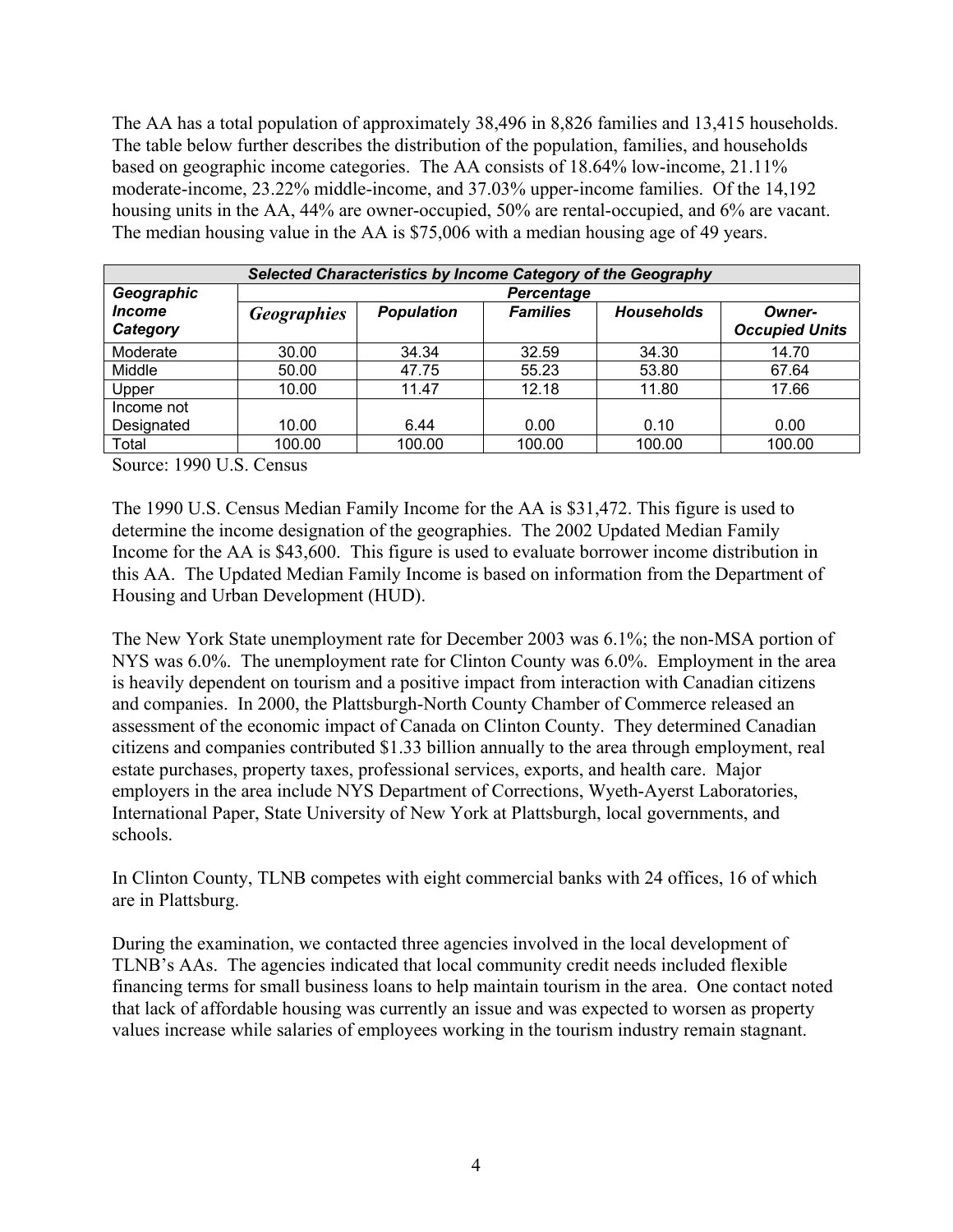The AA has a total population of approximately 38,496 in 8,826 families and 13,415 households. The table below further describes the distribution of the population, families, and households based on geographic income categories. The AA consists of 18.64% low-income, 21.11% moderate-income, 23.22% middle-income, and 37.03% upper-income families. Of the 14,192 housing units in the AA, 44% are owner-occupied, 50% are rental-occupied, and 6% are vacant. The median housing value in the AA is $75,006 with a median housing age of 49 years.

| ***Selected Characteristics by Income Category of the Geography*** | | | | | |
|---|---|---|---|---|---|
| ***Geographic Income Category*** | ***Percentage*** | | | | |
| | ***Geographies*** | ***Population*** | ***Families*** | ***Households*** | ***Owner-Occupied Units*** |
| Moderate | 30.00 | 34.34 | 32.59 | 34.30 | 14.70 |
| Middle | 50.00 | 47.75 | 55.23 | 53.80 | 67.64 |
| Upper | 10.00 | 11.47 | 12.18 | 11.80 | 17.66 |
| Income not Designated | 10.00 | 6.44 | 0.00 | 0.10 | 0.00 |
| Total | 100.00 | 100.00 | 100.00 | 100.00 | 100.00 |

Source: 1990 U.S. Census

The 1990 U.S. Census Median Family Income for the AA is $31,472. This figure is used to determine the income designation of the geographies. The 2002 Updated Median Family Income for the AA is $43,600. This figure is used to evaluate borrower income distribution in this AA. The Updated Median Family Income is based on information from the Department of Housing and Urban Development (HUD).

The New York State unemployment rate for December 2003 was 6.1%; the non-MSA portion of NYS was 6.0%. The unemployment rate for Clinton County was 6.0%. Employment in the area is heavily dependent on tourism and a positive impact from interaction with Canadian citizens and companies. In 2000, the Plattsburgh-North County Chamber of Commerce released an assessment of the economic impact of Canada on Clinton County. They determined Canadian citizens and companies contributed $1.33 billion annually to the area through employment, real estate purchases, property taxes, professional services, exports, and health care. Major employers in the area include NYS Department of Corrections, Wyeth-Ayerst Laboratories, International Paper, State University of New York at Plattsburgh, local governments, and schools.

In Clinton County, TLNB competes with eight commercial banks with 24 offices, 16 of which are in Plattsburg.

During the examination, we contacted three agencies involved in the local development of TLNB's AAs. The agencies indicated that local community credit needs included flexible financing terms for small business loans to help maintain tourism in the area. One contact noted that lack of affordable housing was currently an issue and was expected to worsen as property values increase while salaries of employees working in the tourism industry remain stagnant.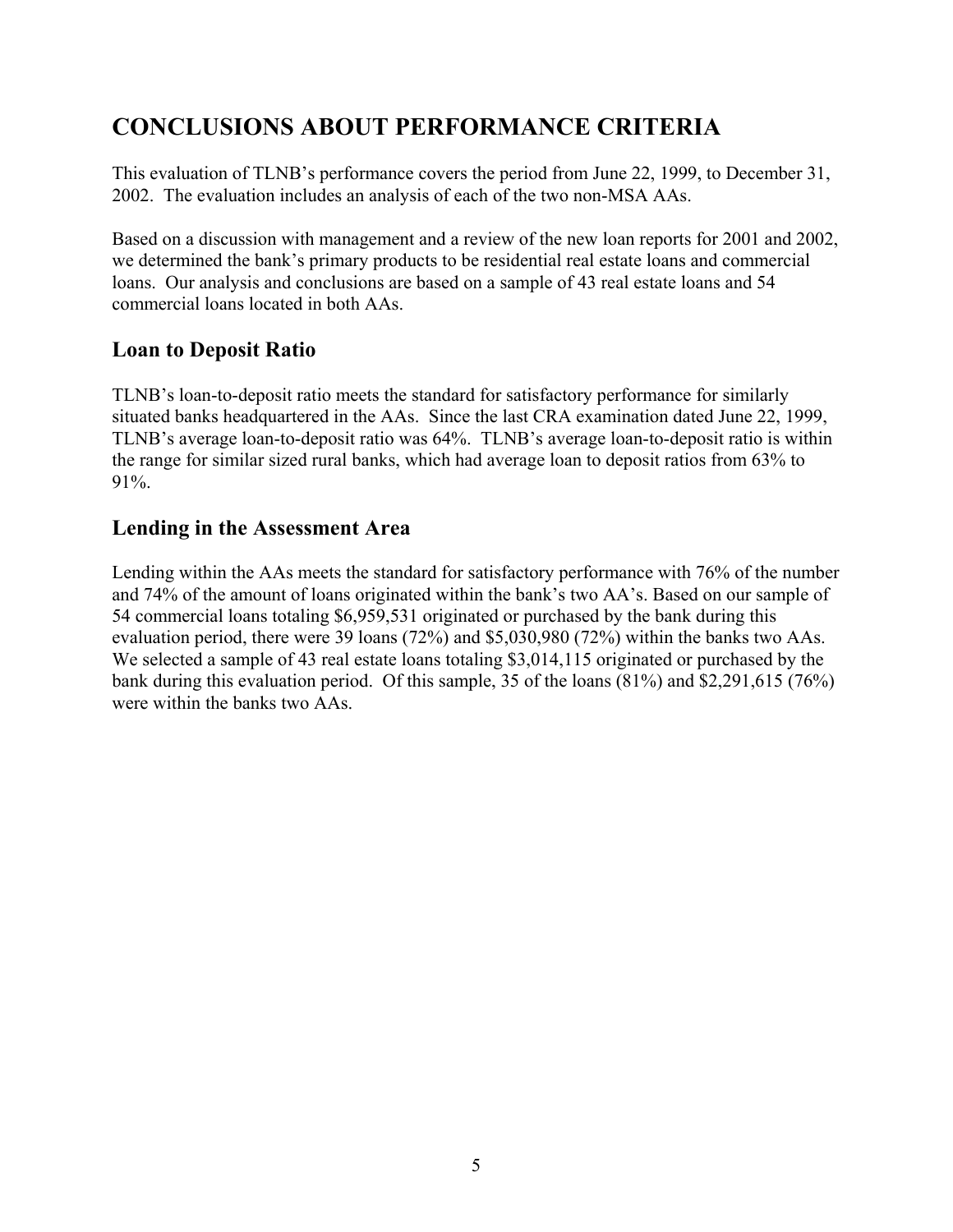# CONCLUSIONS ABOUT PERFORMANCE CRITERIA

This evaluation of TLNB's performance covers the period from June 22, 1999, to December 31, 2002. The evaluation includes an analysis of each of the two non-MSA AAs.

Based on a discussion with management and a review of the new loan reports for 2001 and 2002, we determined the bank's primary products to be residential real estate loans and commercial loans. Our analysis and conclusions are based on a sample of 43 real estate loans and 54 commercial loans located in both AAs.

## Loan to Deposit Ratio

TLNB's loan-to-deposit ratio meets the standard for satisfactory performance for similarly situated banks headquartered in the AAs. Since the last CRA examination dated June 22, 1999, TLNB's average loan-to-deposit ratio was 64%. TLNB's average loan-to-deposit ratio is within the range for similar sized rural banks, which had average loan to deposit ratios from 63% to 91%.

## Lending in the Assessment Area

Lending within the AAs meets the standard for satisfactory performance with 76% of the number and 74% of the amount of loans originated within the bank's two AA's. Based on our sample of 54 commercial loans totaling $6,959,531 originated or purchased by the bank during this evaluation period, there were 39 loans (72%) and $5,030,980 (72%) within the banks two AAs. We selected a sample of 43 real estate loans totaling $3,014,115 originated or purchased by the bank during this evaluation period. Of this sample, 35 of the loans (81%) and $2,291,615 (76%) were within the banks two AAs.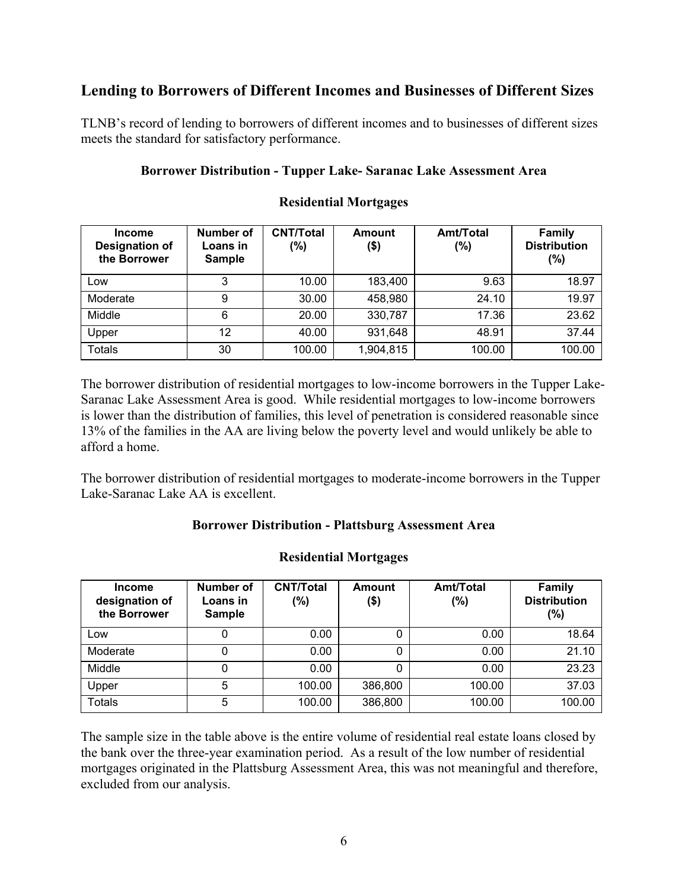## Lending to Borrowers of Different Incomes and Businesses of Different Sizes

TLNB's record of lending to borrowers of different incomes and to businesses of different sizes meets the standard for satisfactory performance.

**Borrower Distribution - Tupper Lake- Saranac Lake Assessment Area**

**Residential Mortgages**

| Income Designation of the Borrower | Number of Loans in Sample | CNT/Total (%) | Amount ($) | Amt/Total (%) | Family Distribution (%) |
|---|---|---|---|---|---|
| Low | 3 | 10.00 | 183,400 | 9.63 | 18.97 |
| Moderate | 9 | 30.00 | 458,980 | 24.10 | 19.97 |
| Middle | 6 | 20.00 | 330,787 | 17.36 | 23.62 |
| Upper | 12 | 40.00 | 931,648 | 48.91 | 37.44 |
| Totals | 30 | 100.00 | 1,904,815 | 100.00 | 100.00 |

The borrower distribution of residential mortgages to low-income borrowers in the Tupper Lake-Saranac Lake Assessment Area is good. While residential mortgages to low-income borrowers is lower than the distribution of families, this level of penetration is considered reasonable since 13% of the families in the AA are living below the poverty level and would unlikely be able to afford a home.

The borrower distribution of residential mortgages to moderate-income borrowers in the Tupper Lake-Saranac Lake AA is excellent.

**Borrower Distribution - Plattsburg Assessment Area**

**Residential Mortgages**

| Income designation of the Borrower | Number of Loans in Sample | CNT/Total (%) | Amount ($) | Amt/Total (%) | Family Distribution (%) |
|---|---|---|---|---|---|
| Low | 0 | 0.00 | 0 | 0.00 | 18.64 |
| Moderate | 0 | 0.00 | 0 | 0.00 | 21.10 |
| Middle | 0 | 0.00 | 0 | 0.00 | 23.23 |
| Upper | 5 | 100.00 | 386,800 | 100.00 | 37.03 |
| Totals | 5 | 100.00 | 386,800 | 100.00 | 100.00 |

The sample size in the table above is the entire volume of residential real estate loans closed by the bank over the three-year examination period. As a result of the low number of residential mortgages originated in the Plattsburg Assessment Area, this was not meaningful and therefore, excluded from our analysis.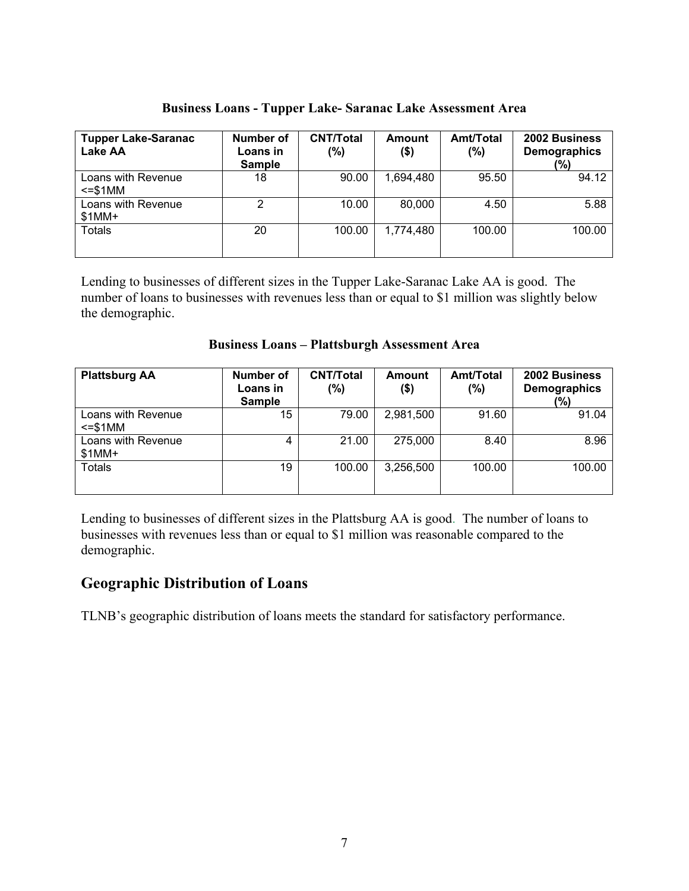**Business Loans - Tupper Lake- Saranac Lake Assessment Area**

| Tupper Lake-Saranac Lake AA | Number of Loans in Sample | CNT/Total (%) | Amount ($) | Amt/Total (%) | 2002 Business Demographics (%) |
|---|---|---|---|---|---|
| Loans with Revenue <=$1MM | 18 | 90.00 | 1,694,480 | 95.50 | 94.12 |
| Loans with Revenue $1MM+ | 2 | 10.00 | 80,000 | 4.50 | 5.88 |
| Totals | 20 | 100.00 | 1,774,480 | 100.00 | 100.00 |

Lending to businesses of different sizes in the Tupper Lake-Saranac Lake AA is good. The number of loans to businesses with revenues less than or equal to $1 million was slightly below the demographic.

**Business Loans – Plattsburgh Assessment Area**

| Plattsburg AA | Number of Loans in Sample | CNT/Total (%) | Amount ($) | Amt/Total (%) | 2002 Business Demographics (%) |
|---|---|---|---|---|---|
| Loans with Revenue <=$1MM | 15 | 79.00 | 2,981,500 | 91.60 | 91.04 |
| Loans with Revenue $1MM+ | 4 | 21.00 | 275,000 | 8.40 | 8.96 |
| Totals | 19 | 100.00 | 3,256,500 | 100.00 | 100.00 |

Lending to businesses of different sizes in the Plattsburg AA is good. The number of loans to businesses with revenues less than or equal to $1 million was reasonable compared to the demographic.

## Geographic Distribution of Loans

TLNB's geographic distribution of loans meets the standard for satisfactory performance.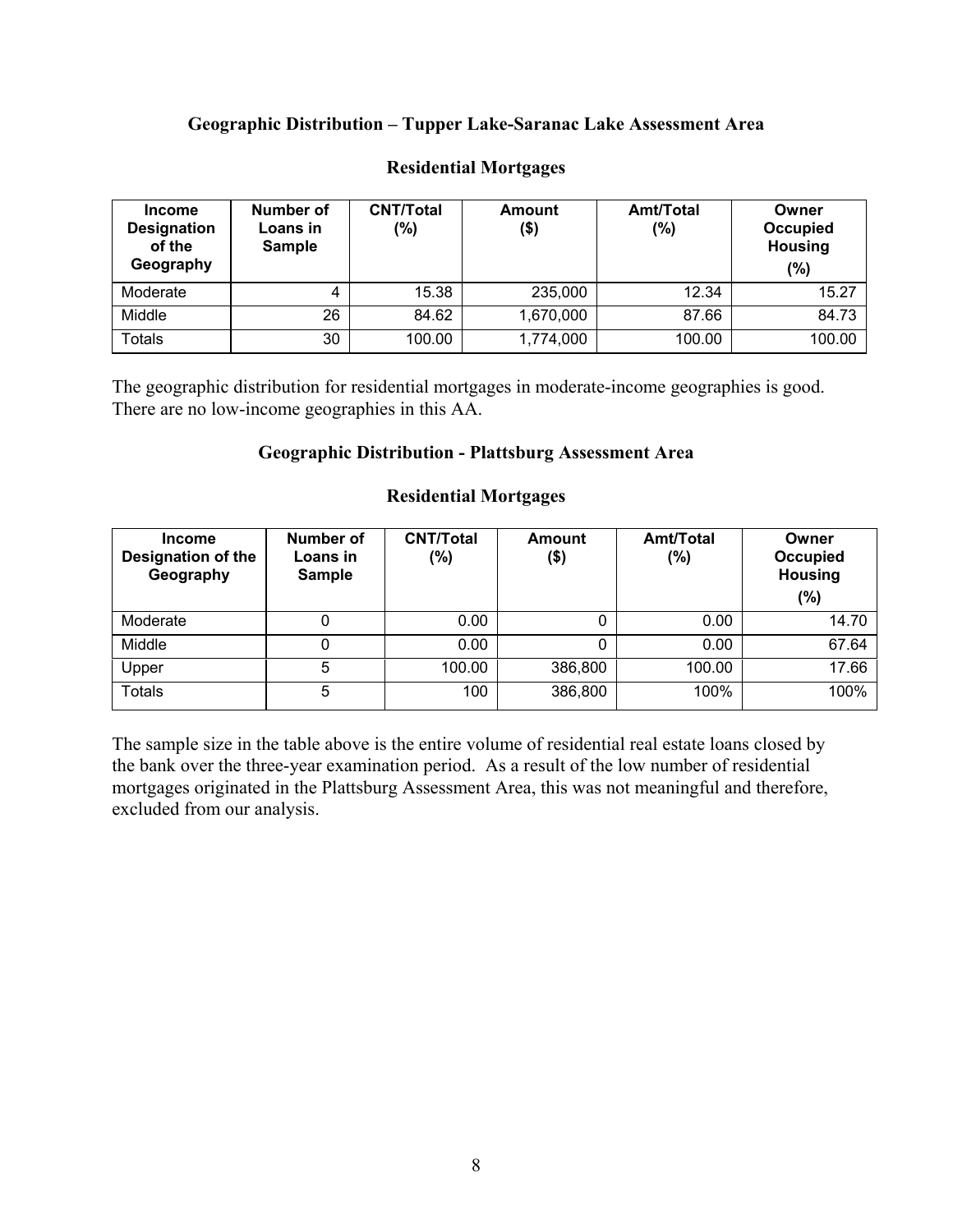### Geographic Distribution – Tupper Lake-Saranac Lake Assessment Area

### Residential Mortgages

| Income Designation of the Geography | Number of Loans in Sample | CNT/Total (%) | Amount ($) | Amt/Total (%) | Owner Occupied Housing (%) |
|---|---|---|---|---|---|
| Moderate | 4 | 15.38 | 235,000 | 12.34 | 15.27 |
| Middle | 26 | 84.62 | 1,670,000 | 87.66 | 84.73 |
| Totals | 30 | 100.00 | 1,774,000 | 100.00 | 100.00 |

The geographic distribution for residential mortgages in moderate-income geographies is good. There are no low-income geographies in this AA.

### Geographic Distribution - Plattsburg Assessment Area

### Residential Mortgages

| Income Designation of the Geography | Number of Loans in Sample | CNT/Total (%) | Amount ($) | Amt/Total (%) | Owner Occupied Housing (%) |
|---|---|---|---|---|---|
| Moderate | 0 | 0.00 | 0 | 0.00 | 14.70 |
| Middle | 0 | 0.00 | 0 | 0.00 | 67.64 |
| Upper | 5 | 100.00 | 386,800 | 100.00 | 17.66 |
| Totals | 5 | 100 | 386,800 | 100% | 100% |

The sample size in the table above is the entire volume of residential real estate loans closed by the bank over the three-year examination period. As a result of the low number of residential mortgages originated in the Plattsburg Assessment Area, this was not meaningful and therefore, excluded from our analysis.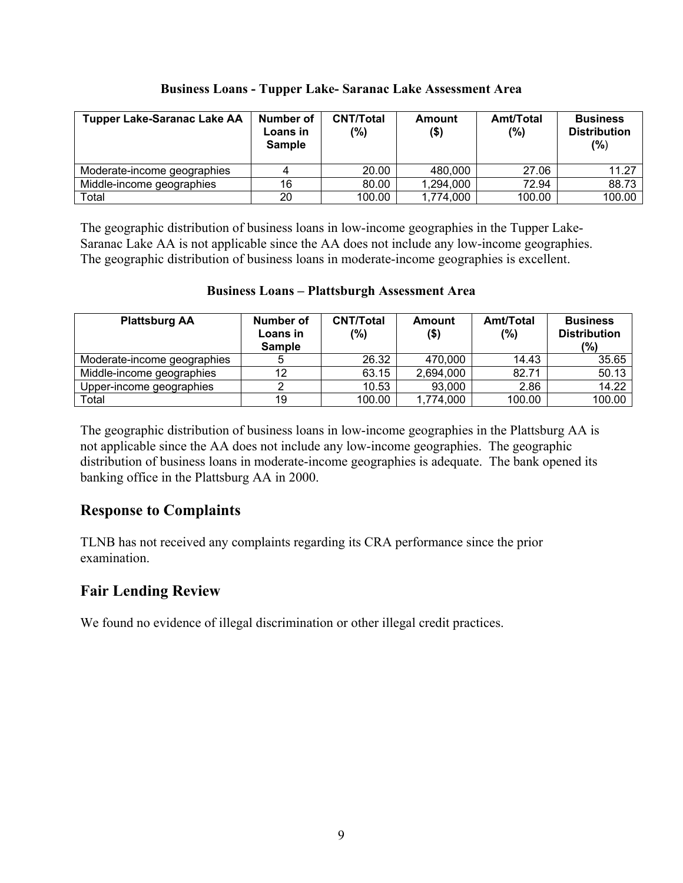**Business Loans - Tupper Lake- Saranac Lake Assessment Area**

| Tupper Lake-Saranac Lake AA | Number of Loans in Sample | CNT/Total (%) | Amount ($) | Amt/Total (%) | Business Distribution (%) |
|---|---|---|---|---|---|
| Moderate-income geographies | 4 | 20.00 | 480,000 | 27.06 | 11.27 |
| Middle-income geographies | 16 | 80.00 | 1,294,000 | 72.94 | 88.73 |
| Total | 20 | 100.00 | 1,774,000 | 100.00 | 100.00 |

The geographic distribution of business loans in low-income geographies in the Tupper Lake-Saranac Lake AA is not applicable since the AA does not include any low-income geographies. The geographic distribution of business loans in moderate-income geographies is excellent.

**Business Loans – Plattsburgh Assessment Area**

| Plattsburg AA | Number of Loans in Sample | CNT/Total (%) | Amount ($) | Amt/Total (%) | Business Distribution (%) |
|---|---|---|---|---|---|
| Moderate-income geographies | 5 | 26.32 | 470,000 | 14.43 | 35.65 |
| Middle-income geographies | 12 | 63.15 | 2,694,000 | 82.71 | 50.13 |
| Upper-income geographies | 2 | 10.53 | 93,000 | 2.86 | 14.22 |
| Total | 19 | 100.00 | 1,774,000 | 100.00 | 100.00 |

The geographic distribution of business loans in low-income geographies in the Plattsburg AA is not applicable since the AA does not include any low-income geographies. The geographic distribution of business loans in moderate-income geographies is adequate. The bank opened its banking office in the Plattsburg AA in 2000.

## Response to Complaints

TLNB has not received any complaints regarding its CRA performance since the prior examination.

## Fair Lending Review

We found no evidence of illegal discrimination or other illegal credit practices.